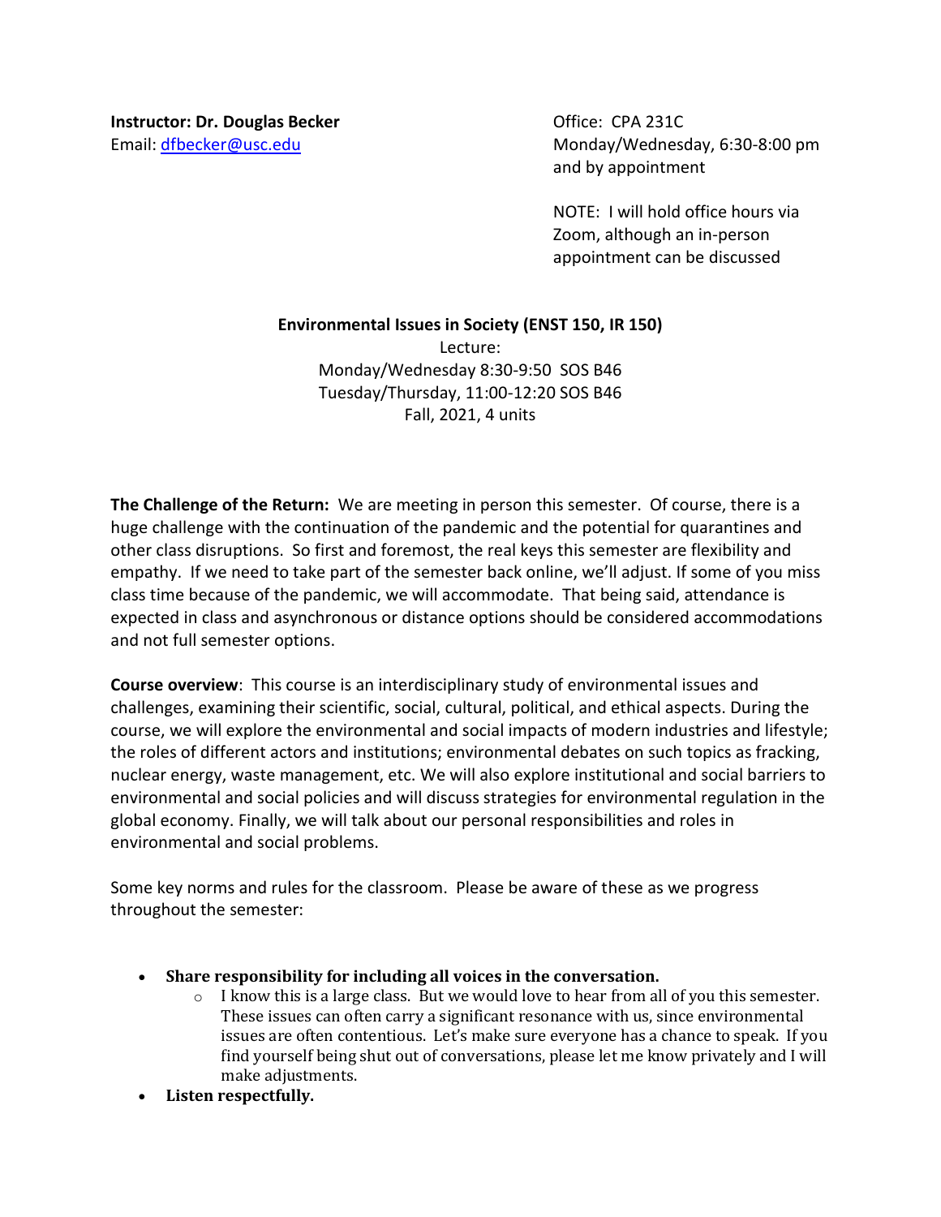**Instructor: Dr. Douglas Becker**
Email: dfbecker@usc.edu

Office: CPA 231C
Monday/Wednesday, 6:30-8:00 pm
and by appointment

NOTE: I will hold office hours via Zoom, although an in-person appointment can be discussed

**Environmental Issues in Society (ENST 150, IR 150)**

Lecture:
Monday/Wednesday 8:30-9:50 SOS B46
Tuesday/Thursday, 11:00-12:20 SOS B46
Fall, 2021, 4 units

**The Challenge of the Return:** We are meeting in person this semester. Of course, there is a huge challenge with the continuation of the pandemic and the potential for quarantines and other class disruptions. So first and foremost, the real keys this semester are flexibility and empathy. If we need to take part of the semester back online, we'll adjust. If some of you miss class time because of the pandemic, we will accommodate. That being said, attendance is expected in class and asynchronous or distance options should be considered accommodations and not full semester options.

**Course overview**: This course is an interdisciplinary study of environmental issues and challenges, examining their scientific, social, cultural, political, and ethical aspects. During the course, we will explore the environmental and social impacts of modern industries and lifestyle; the roles of different actors and institutions; environmental debates on such topics as fracking, nuclear energy, waste management, etc. We will also explore institutional and social barriers to environmental and social policies and will discuss strategies for environmental regulation in the global economy. Finally, we will talk about our personal responsibilities and roles in environmental and social problems.

Some key norms and rules for the classroom. Please be aware of these as we progress throughout the semester:

- **Share responsibility for including all voices in the conversation.**
  - I know this is a large class. But we would love to hear from all of you this semester. These issues can often carry a significant resonance with us, since environmental issues are often contentious. Let's make sure everyone has a chance to speak. If you find yourself being shut out of conversations, please let me know privately and I will make adjustments.
- **Listen respectfully.**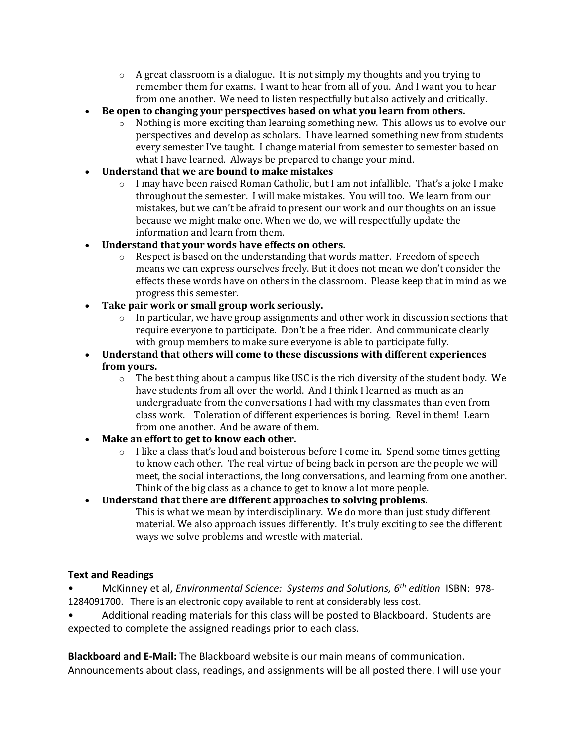- A great classroom is a dialogue. It is not simply my thoughts and you trying to remember them for exams. I want to hear from all of you. And I want you to hear from one another. We need to listen respectfully but also actively and critically.
- **Be open to changing your perspectives based on what you learn from others.**
  - Nothing is more exciting than learning something new. This allows us to evolve our perspectives and develop as scholars. I have learned something new from students every semester I've taught. I change material from semester to semester based on what I have learned. Always be prepared to change your mind.
- **Understand that we are bound to make mistakes**
  - I may have been raised Roman Catholic, but I am not infallible. That's a joke I make throughout the semester. I will make mistakes. You will too. We learn from our mistakes, but we can't be afraid to present our work and our thoughts on an issue because we might make one. When we do, we will respectfully update the information and learn from them.
- **Understand that your words have effects on others.**
  - Respect is based on the understanding that words matter. Freedom of speech means we can express ourselves freely. But it does not mean we don't consider the effects these words have on others in the classroom. Please keep that in mind as we progress this semester.
- **Take pair work or small group work seriously.**
  - In particular, we have group assignments and other work in discussion sections that require everyone to participate. Don't be a free rider. And communicate clearly with group members to make sure everyone is able to participate fully.
- **Understand that others will come to these discussions with different experiences from yours.**
  - The best thing about a campus like USC is the rich diversity of the student body. We have students from all over the world. And I think I learned as much as an undergraduate from the conversations I had with my classmates than even from class work. Toleration of different experiences is boring. Revel in them! Learn from one another. And be aware of them.
- **Make an effort to get to know each other.**
  - I like a class that's loud and boisterous before I come in. Spend some times getting to know each other. The real virtue of being back in person are the people we will meet, the social interactions, the long conversations, and learning from one another. Think of the big class as a chance to get to know a lot more people.
- **Understand that there are different approaches to solving problems.**

  This is what we mean by interdisciplinary. We do more than just study different material. We also approach issues differently. It's truly exciting to see the different ways we solve problems and wrestle with material.

**Text and Readings**

- McKinney et al, *Environmental Science: Systems and Solutions, 6th edition* ISBN: 978-1284091700. There is an electronic copy available to rent at considerably less cost.
- Additional reading materials for this class will be posted to Blackboard. Students are expected to complete the assigned readings prior to each class.

**Blackboard and E-Mail:** The Blackboard website is our main means of communication. Announcements about class, readings, and assignments will be all posted there. I will use your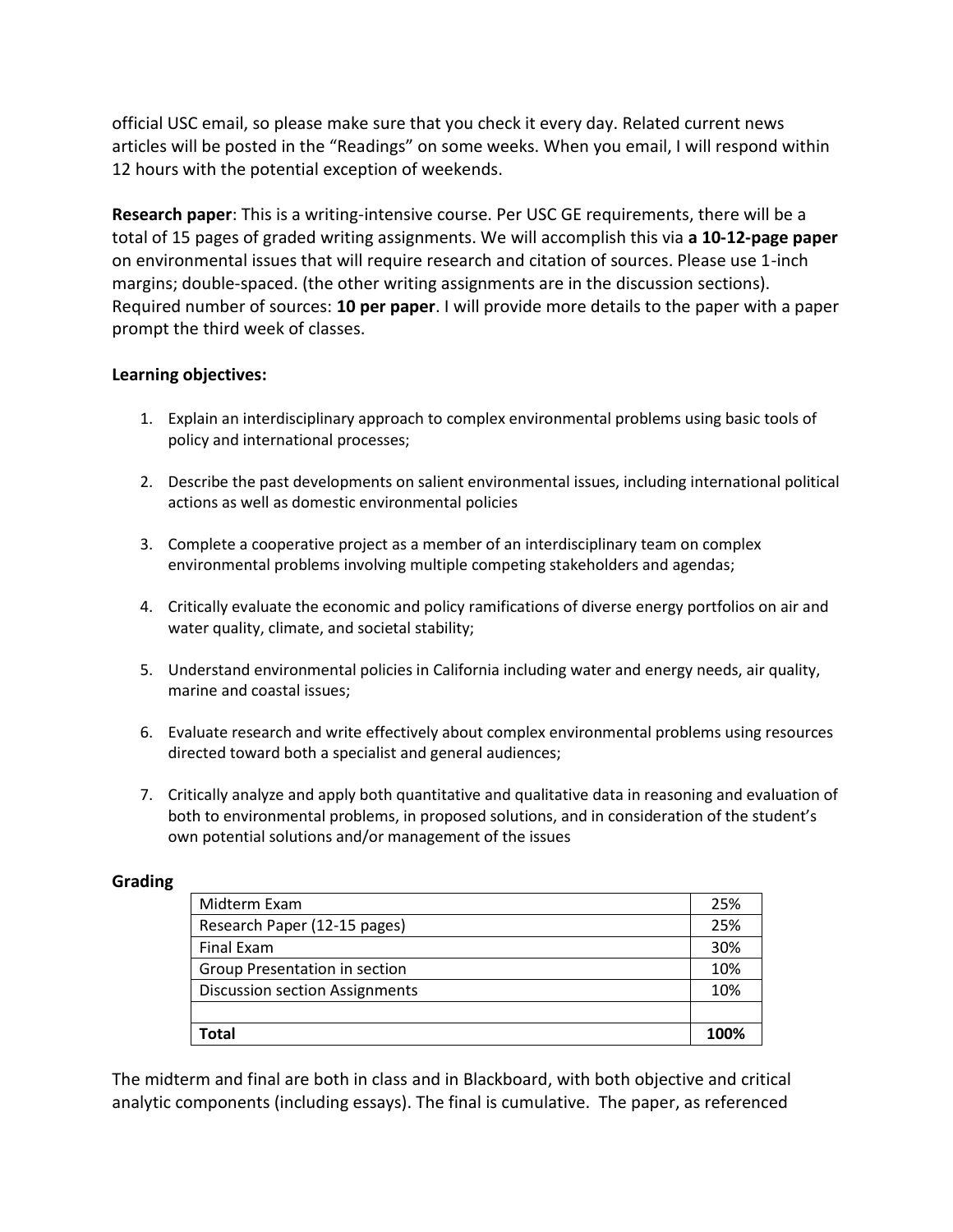official USC email, so please make sure that you check it every day. Related current news articles will be posted in the "Readings" on some weeks. When you email, I will respond within 12 hours with the potential exception of weekends.

**Research paper**: This is a writing-intensive course. Per USC GE requirements, there will be a total of 15 pages of graded writing assignments. We will accomplish this via **a 10-12-page paper** on environmental issues that will require research and citation of sources. Please use 1-inch margins; double-spaced. (the other writing assignments are in the discussion sections). Required number of sources: **10 per paper**. I will provide more details to the paper with a paper prompt the third week of classes.

**Learning objectives:**

1. Explain an interdisciplinary approach to complex environmental problems using basic tools of policy and international processes;

2. Describe the past developments on salient environmental issues, including international political actions as well as domestic environmental policies

3. Complete a cooperative project as a member of an interdisciplinary team on complex environmental problems involving multiple competing stakeholders and agendas;

4. Critically evaluate the economic and policy ramifications of diverse energy portfolios on air and water quality, climate, and societal stability;

5. Understand environmental policies in California including water and energy needs, air quality, marine and coastal issues;

6. Evaluate research and write effectively about complex environmental problems using resources directed toward both a specialist and general audiences;

7. Critically analyze and apply both quantitative and qualitative data in reasoning and evaluation of both to environmental problems, in proposed solutions, and in consideration of the student's own potential solutions and/or management of the issues

**Grading**

| | |
|---|---|
| Midterm Exam | 25% |
| Research Paper (12-15 pages) | 25% |
| Final Exam | 30% |
| Group Presentation in section | 10% |
| Discussion section Assignments | 10% |
| | |
| **Total** | **100%** |

The midterm and final are both in class and in Blackboard, with both objective and critical analytic components (including essays). The final is cumulative. The paper, as referenced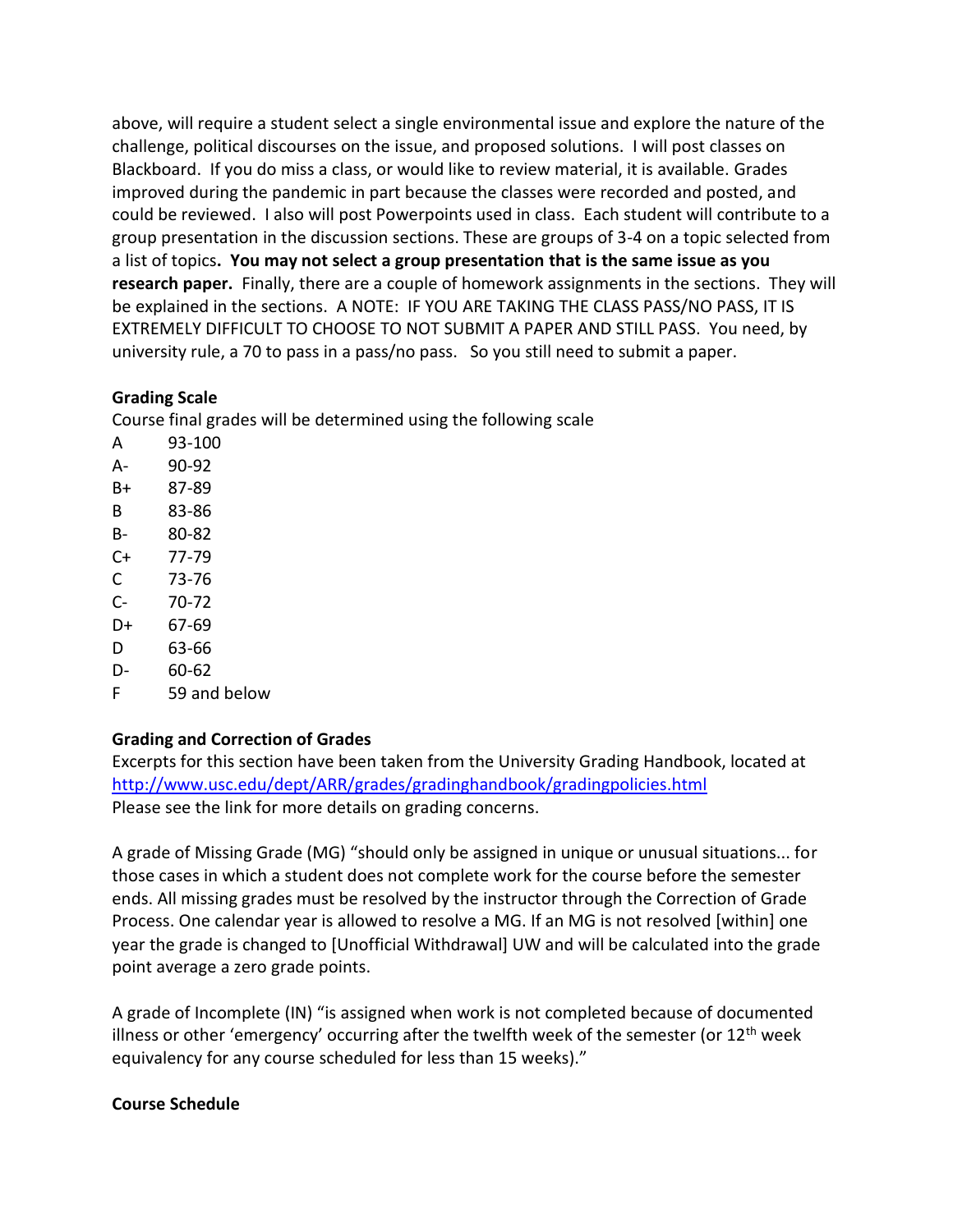above, will require a student select a single environmental issue and explore the nature of the challenge, political discourses on the issue, and proposed solutions. I will post classes on Blackboard. If you do miss a class, or would like to review material, it is available. Grades improved during the pandemic in part because the classes were recorded and posted, and could be reviewed. I also will post Powerpoints used in class. Each student will contribute to a group presentation in the discussion sections. These are groups of 3-4 on a topic selected from a list of topics**. You may not select a group presentation that is the same issue as you research paper.** Finally, there are a couple of homework assignments in the sections. They will be explained in the sections. A NOTE: IF YOU ARE TAKING THE CLASS PASS/NO PASS, IT IS EXTREMELY DIFFICULT TO CHOOSE TO NOT SUBMIT A PAPER AND STILL PASS. You need, by university rule, a 70 to pass in a pass/no pass. So you still need to submit a paper.

**Grading Scale**

Course final grades will be determined using the following scale

| | |
|---|---|
| A | 93-100 |
| A- | 90-92 |
| B+ | 87-89 |
| B | 83-86 |
| B- | 80-82 |
| C+ | 77-79 |
| C | 73-76 |
| C- | 70-72 |
| D+ | 67-69 |
| D | 63-66 |
| D- | 60-62 |
| F | 59 and below |

**Grading and Correction of Grades**

Excerpts for this section have been taken from the University Grading Handbook, located at [http://www.usc.edu/dept/ARR/grades/gradinghandbook/gradingpolicies.html](http://www.usc.edu/dept/ARR/grades/gradinghandbook/gradingpolicies.html)
Please see the link for more details on grading concerns.

A grade of Missing Grade (MG) "should only be assigned in unique or unusual situations... for those cases in which a student does not complete work for the course before the semester ends. All missing grades must be resolved by the instructor through the Correction of Grade Process. One calendar year is allowed to resolve a MG. If an MG is not resolved [within] one year the grade is changed to [Unofficial Withdrawal] UW and will be calculated into the grade point average a zero grade points.

A grade of Incomplete (IN) "is assigned when work is not completed because of documented illness or other 'emergency' occurring after the twelfth week of the semester (or 12th week equivalency for any course scheduled for less than 15 weeks)."

**Course Schedule**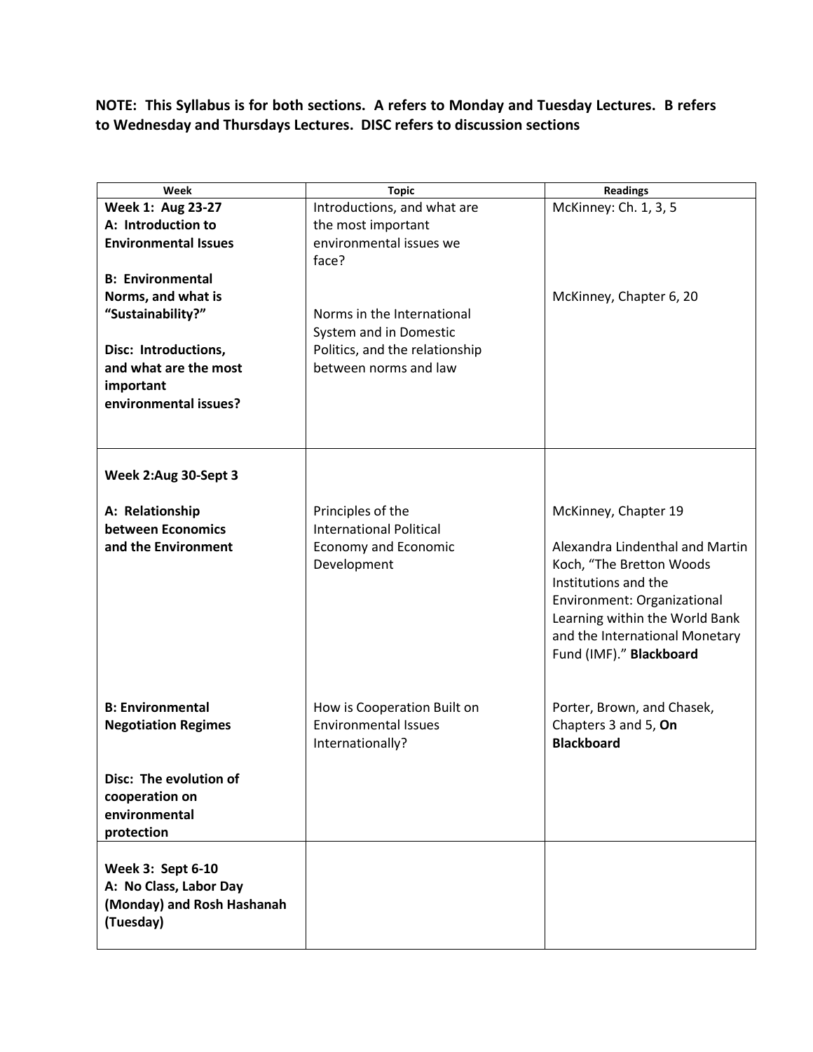**NOTE: This Syllabus is for both sections. A refers to Monday and Tuesday Lectures. B refers to Wednesday and Thursdays Lectures. DISC refers to discussion sections**

| Week | Topic | Readings |
|---|---|---|
| **Week 1: Aug 23-27**<br>**A: Introduction to Environmental Issues** | Introductions, and what are the most important environmental issues we face? | McKinney: Ch. 1, 3, 5 |
| **B: Environmental Norms, and what is "Sustainability?"** | Norms in the International System and in Domestic Politics, and the relationship between norms and law | McKinney, Chapter 6, 20 |
| **Disc: Introductions, and what are the most important environmental issues?** | | |
| **Week 2:Aug 30-Sept 3** | | |
| **A: Relationship between Economics and the Environment** | Principles of the International Political Economy and Economic Development | McKinney, Chapter 19<br><br>Alexandra Lindenthal and Martin Koch, "The Bretton Woods Institutions and the Environment: Organizational Learning within the World Bank and the International Monetary Fund (IMF)." **Blackboard** |
| **B: Environmental Negotiation Regimes** | How is Cooperation Built on Environmental Issues Internationally? | Porter, Brown, and Chasek, Chapters 3 and 5, **On Blackboard** |
| **Disc: The evolution of cooperation on environmental protection** | | |
| **Week 3: Sept 6-10**<br>**A: No Class, Labor Day (Monday) and Rosh Hashanah (Tuesday)** | | |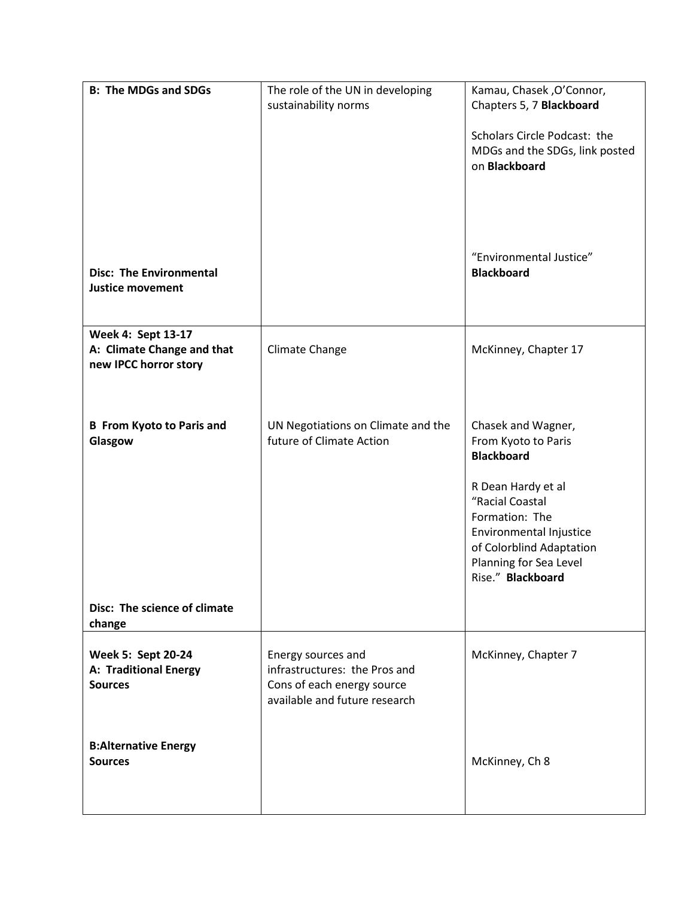| | | |
|---|---|---|
| **B: The MDGs and SDGs**<br><br>**Disc: The Environmental Justice movement** | The role of the UN in developing sustainability norms | Kamau, Chasek ,O'Connor, Chapters 5, 7 **Blackboard**<br><br>Scholars Circle Podcast: the MDGs and the SDGs, link posted on **Blackboard**<br><br>"Environmental Justice" **Blackboard** |
| **Week 4: Sept 13-17**<br>**A: Climate Change and that new IPCC horror story**<br><br>**B From Kyoto to Paris and Glasgow**<br><br>**Disc: The science of climate change** | Climate Change<br><br>UN Negotiations on Climate and the future of Climate Action | McKinney, Chapter 17<br><br>Chasek and Wagner, From Kyoto to Paris **Blackboard**<br><br>R Dean Hardy et al "Racial Coastal Formation: The Environmental Injustice of Colorblind Adaptation Planning for Sea Level Rise." **Blackboard** |
| **Week 5: Sept 20-24**<br>**A: Traditional Energy Sources**<br><br>**B:Alternative Energy Sources** | Energy sources and infrastructures: the Pros and Cons of each energy source available and future research | McKinney, Chapter 7<br><br>McKinney, Ch 8 |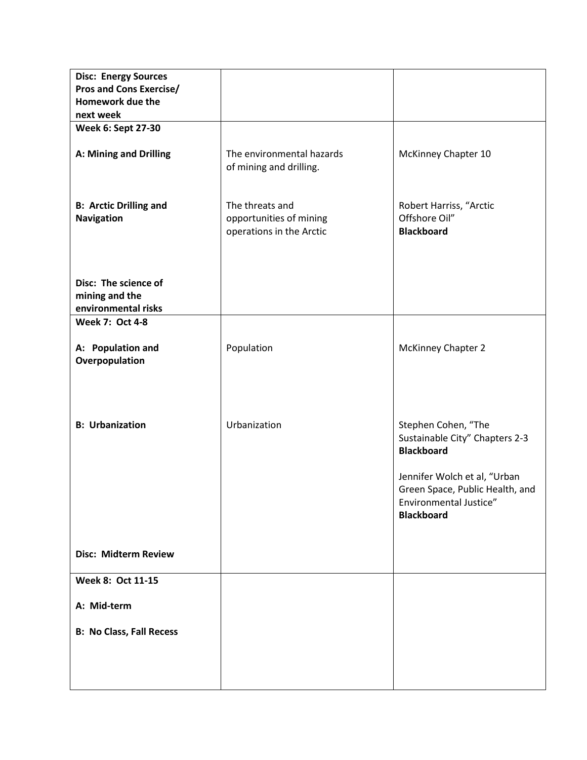| | | |
|---|---|---|
| **Disc: Energy Sources Pros and Cons Exercise/ Homework due the next week** | | |
| **Week 6: Sept 27-30**<br><br>**A: Mining and Drilling**<br><br>**B: Arctic Drilling and Navigation**<br><br>**Disc: The science of mining and the environmental risks** | <br><br>The environmental hazards of mining and drilling.<br><br>The threats and opportunities of mining operations in the Arctic | <br><br>McKinney Chapter 10<br><br>Robert Harriss, "Arctic Offshore Oil" **Blackboard** |
| **Week 7: Oct 4-8**<br><br>**A: Population and Overpopulation**<br><br>**B: Urbanization**<br><br>**Disc: Midterm Review** | <br><br>Population<br><br>Urbanization | <br><br>McKinney Chapter 2<br><br>Stephen Cohen, "The Sustainable City" Chapters 2-3 **Blackboard**<br><br>Jennifer Wolch et al, "Urban Green Space, Public Health, and Environmental Justice" **Blackboard** |
| **Week 8: Oct 11-15**<br><br>**A: Mid-term**<br><br>**B: No Class, Fall Recess** | | |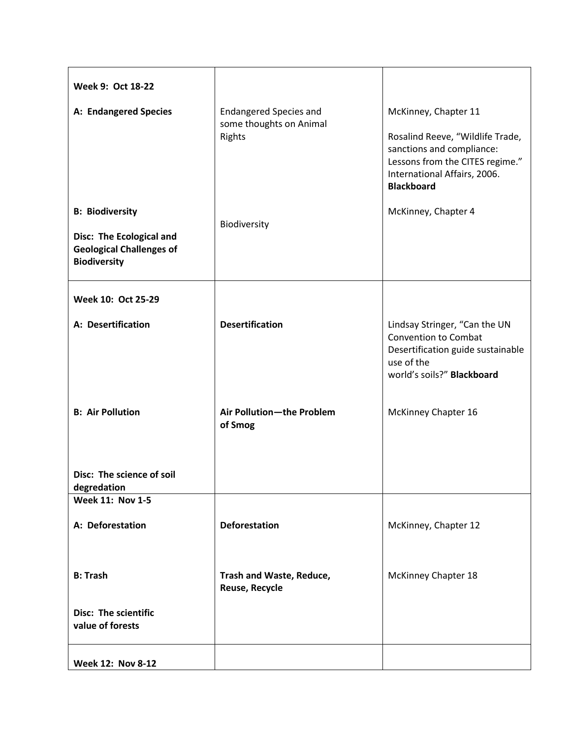| | | |
|---|---|---|
| **Week 9: Oct 18-22** | | |
| **A: Endangered Species** | Endangered Species and some thoughts on Animal Rights | McKinney, Chapter 11<br><br>Rosalind Reeve, "Wildlife Trade, sanctions and compliance: Lessons from the CITES regime." International Affairs, 2006. **Blackboard** |
| **B: Biodiversity**<br><br>**Disc: The Ecological and Geological Challenges of Biodiversity** | Biodiversity | McKinney, Chapter 4 |
| **Week 10: Oct 25-29** | | |
| **A: Desertification** | **Desertification** | Lindsay Stringer, "Can the UN Convention to Combat Desertification guide sustainable use of the world's soils?" **Blackboard** |
| **B: Air Pollution**<br><br>**Disc: The science of soil degredation** | **Air Pollution—the Problem of Smog** | McKinney Chapter 16 |
| **Week 11: Nov 1-5** | | |
| **A: Deforestation** | **Deforestation** | McKinney, Chapter 12 |
| **B: Trash**<br><br>**Disc: The scientific value of forests** | **Trash and Waste, Reduce, Reuse, Recycle** | McKinney Chapter 18 |
| **Week 12: Nov 8-12** | | |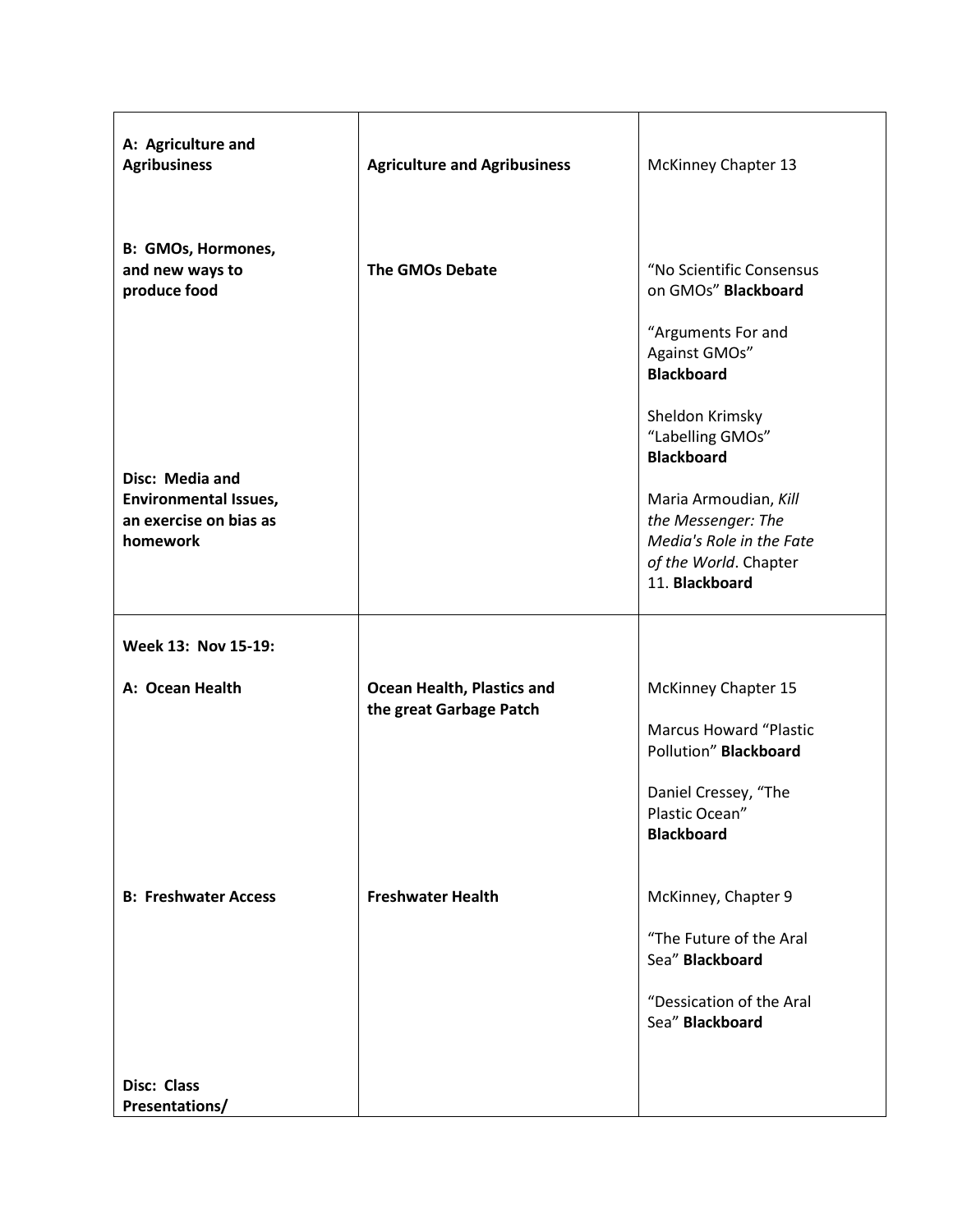| | | |
|---|---|---|
| **A: Agriculture and Agribusiness**<br><br>**B: GMOs, Hormones, and new ways to produce food**<br><br>**Disc: Media and Environmental Issues, an exercise on bias as homework** | **Agriculture and Agribusiness**<br><br>**The GMOs Debate** | McKinney Chapter 13<br><br>"No Scientific Consensus on GMOs" **Blackboard**<br><br>"Arguments For and Against GMOs" **Blackboard**<br><br>Sheldon Krimsky "Labelling GMOs" **Blackboard**<br><br>Maria Armoudian, *Kill the Messenger: The Media's Role in the Fate of the World*. Chapter 11. **Blackboard** |
| **Week 13: Nov 15-19:**<br><br>**A: Ocean Health**<br><br>**B: Freshwater Access**<br><br>**Disc: Class Presentations/** | **Ocean Health, Plastics and the great Garbage Patch**<br><br>**Freshwater Health** | McKinney Chapter 15<br><br>Marcus Howard "Plastic Pollution" **Blackboard**<br><br>Daniel Cressey, "The Plastic Ocean" **Blackboard**<br><br>McKinney, Chapter 9<br><br>"The Future of the Aral Sea" **Blackboard**<br><br>"Dessication of the Aral Sea" **Blackboard** |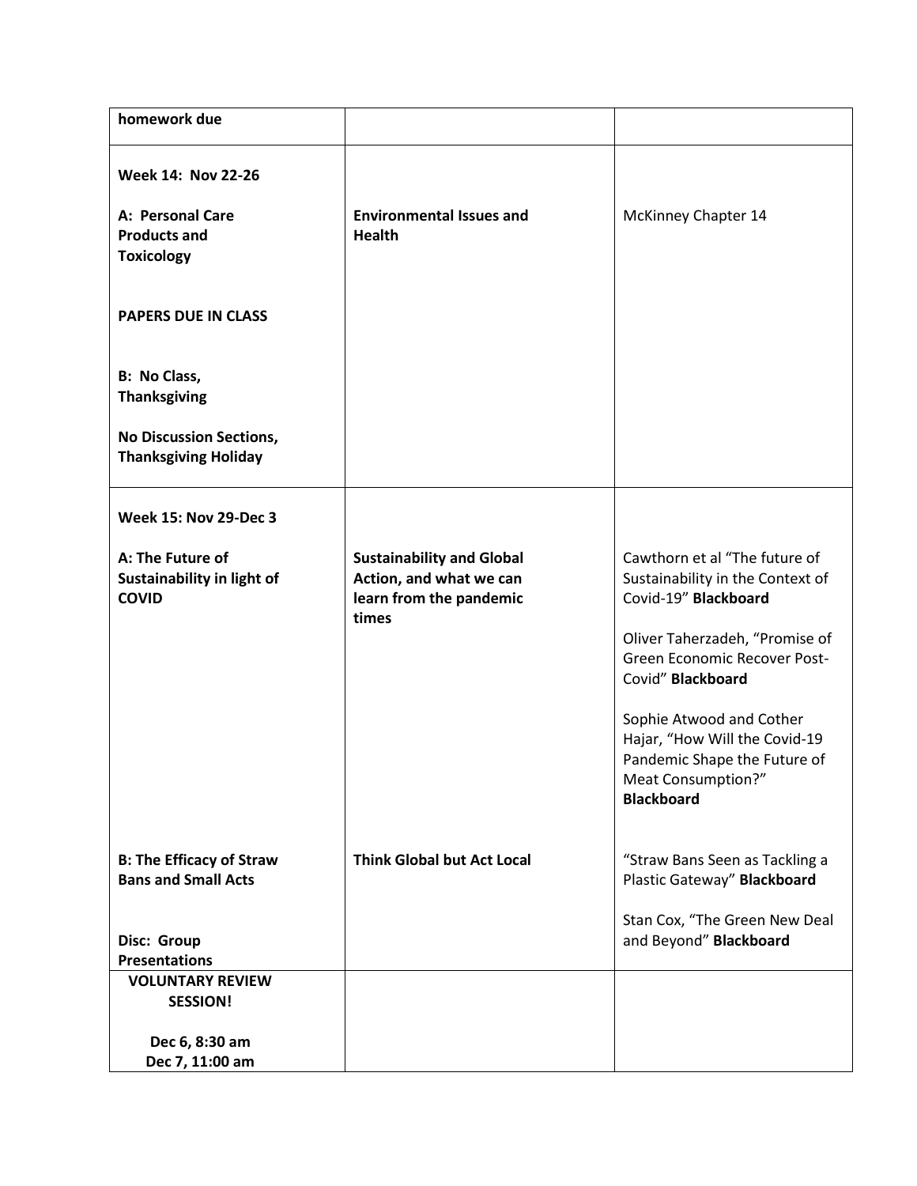| | | |
|---|---|---|
| **homework due** | | |
| **Week 14: Nov 22-26**<br><br>**A: Personal Care Products and Toxicology**<br><br>**PAPERS DUE IN CLASS**<br><br>**B: No Class, Thanksgiving**<br><br>**No Discussion Sections, Thanksgiving Holiday** | **Environmental Issues and Health** | McKinney Chapter 14 |
| **Week 15: Nov 29-Dec 3**<br><br>**A: The Future of Sustainability in light of COVID** | **Sustainability and Global Action, and what we can learn from the pandemic times** | Cawthorn et al "The future of Sustainability in the Context of Covid-19" **Blackboard**<br><br>Oliver Taherzadeh, "Promise of Green Economic Recover Post-Covid" **Blackboard**<br><br>Sophie Atwood and Cother Hajar, "How Will the Covid-19 Pandemic Shape the Future of Meat Consumption?" **Blackboard** |
| **B: The Efficacy of Straw Bans and Small Acts**<br><br>**Disc: Group Presentations** | **Think Global but Act Local** | "Straw Bans Seen as Tackling a Plastic Gateway" **Blackboard**<br><br>Stan Cox, "The Green New Deal and Beyond" **Blackboard** |
| **VOLUNTARY REVIEW SESSION!**<br><br>**Dec 6, 8:30 am**<br>**Dec 7, 11:00 am** | | |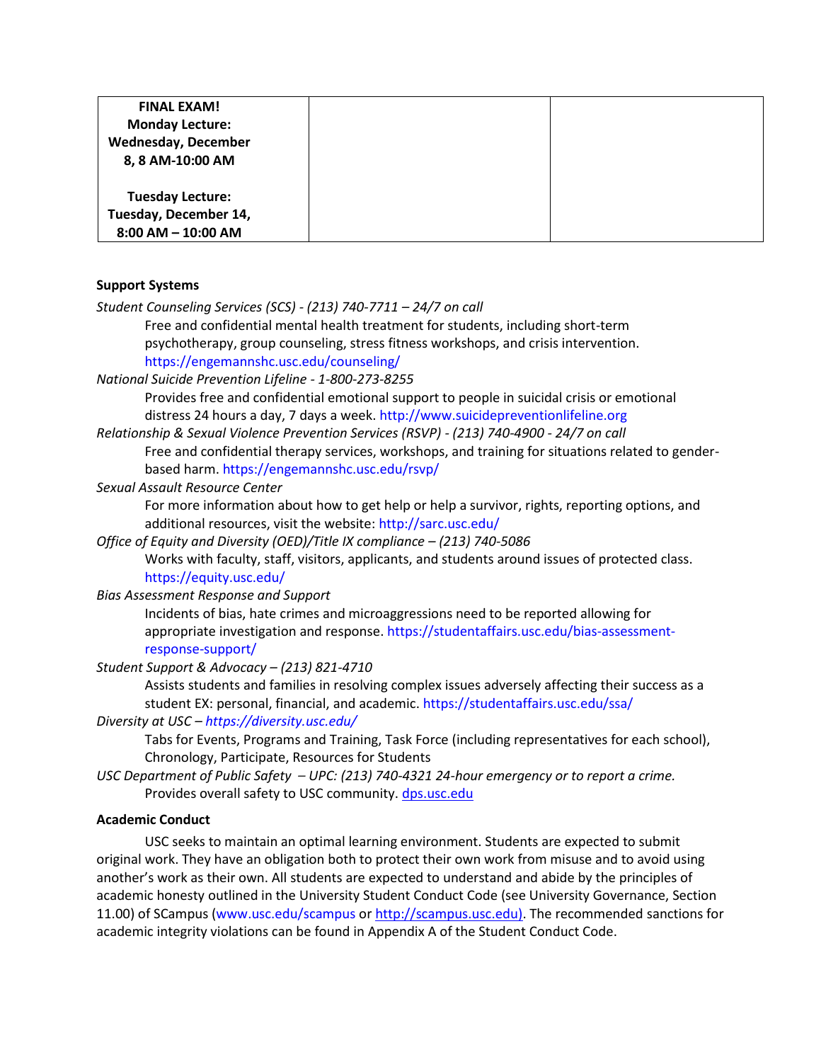| **FINAL EXAM!**<br>**Monday Lecture: Wednesday, December 8, 8 AM-10:00 AM**<br><br>**Tuesday Lecture: Tuesday, December 14, 8:00 AM – 10:00 AM** | | |
|---|---|---|

**Support Systems**

*Student Counseling Services (SCS) - (213) 740-7711 – 24/7 on call*

Free and confidential mental health treatment for students, including short-term psychotherapy, group counseling, stress fitness workshops, and crisis intervention. https://engemannshc.usc.edu/counseling/

*National Suicide Prevention Lifeline - 1-800-273-8255*

Provides free and confidential emotional support to people in suicidal crisis or emotional distress 24 hours a day, 7 days a week. http://www.suicidepreventionlifeline.org

*Relationship & Sexual Violence Prevention Services (RSVP) - (213) 740-4900 - 24/7 on call*

Free and confidential therapy services, workshops, and training for situations related to gender-based harm. https://engemannshc.usc.edu/rsvp/

*Sexual Assault Resource Center*

For more information about how to get help or help a survivor, rights, reporting options, and additional resources, visit the website: http://sarc.usc.edu/

*Office of Equity and Diversity (OED)/Title IX compliance – (213) 740-5086*

Works with faculty, staff, visitors, applicants, and students around issues of protected class. https://equity.usc.edu/

*Bias Assessment Response and Support*

Incidents of bias, hate crimes and microaggressions need to be reported allowing for appropriate investigation and response. https://studentaffairs.usc.edu/bias-assessment-response-support/

*Student Support & Advocacy – (213) 821-4710*

Assists students and families in resolving complex issues adversely affecting their success as a student EX: personal, financial, and academic. https://studentaffairs.usc.edu/ssa/

*Diversity at USC – https://diversity.usc.edu/*

Tabs for Events, Programs and Training, Task Force (including representatives for each school), Chronology, Participate, Resources for Students

*USC Department of Public Safety – UPC: (213) 740-4321 24-hour emergency or to report a crime.*

Provides overall safety to USC community. dps.usc.edu

**Academic Conduct**

USC seeks to maintain an optimal learning environment. Students are expected to submit original work. They have an obligation both to protect their own work from misuse and to avoid using another's work as their own. All students are expected to understand and abide by the principles of academic honesty outlined in the University Student Conduct Code (see University Governance, Section 11.00) of SCampus (www.usc.edu/scampus or http://scampus.usc.edu). The recommended sanctions for academic integrity violations can be found in Appendix A of the Student Conduct Code.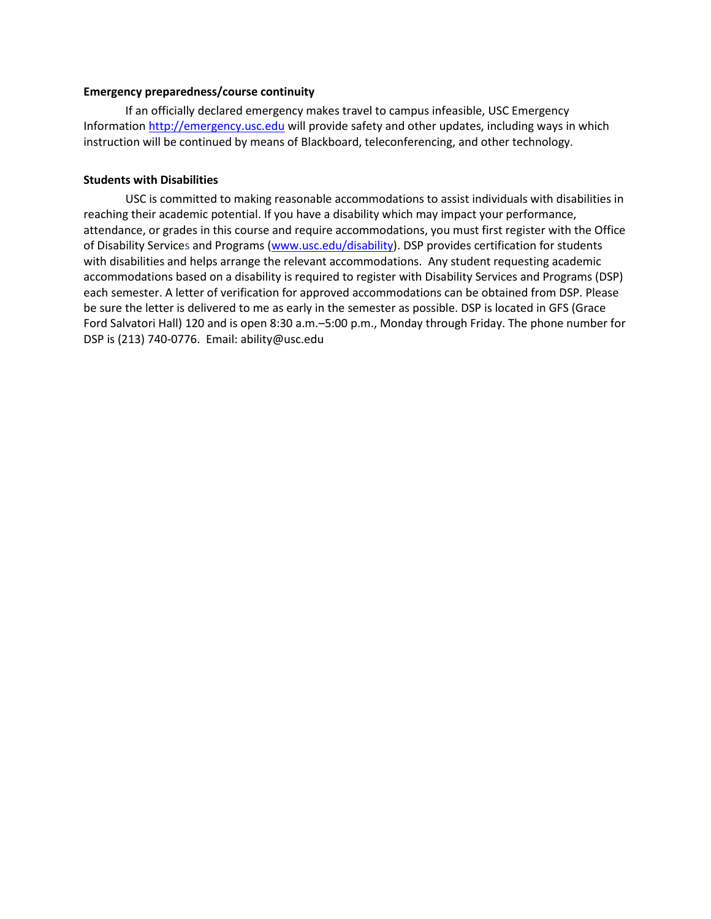**Emergency preparedness/course continuity**

If an officially declared emergency makes travel to campus infeasible, USC Emergency Information http://emergency.usc.edu will provide safety and other updates, including ways in which instruction will be continued by means of Blackboard, teleconferencing, and other technology.

**Students with Disabilities**

USC is committed to making reasonable accommodations to assist individuals with disabilities in reaching their academic potential. If you have a disability which may impact your performance, attendance, or grades in this course and require accommodations, you must first register with the Office of Disability Services and Programs (www.usc.edu/disability). DSP provides certification for students with disabilities and helps arrange the relevant accommodations. Any student requesting academic accommodations based on a disability is required to register with Disability Services and Programs (DSP) each semester. A letter of verification for approved accommodations can be obtained from DSP. Please be sure the letter is delivered to me as early in the semester as possible. DSP is located in GFS (Grace Ford Salvatori Hall) 120 and is open 8:30 a.m.–5:00 p.m., Monday through Friday. The phone number for DSP is (213) 740-0776. Email: ability@usc.edu